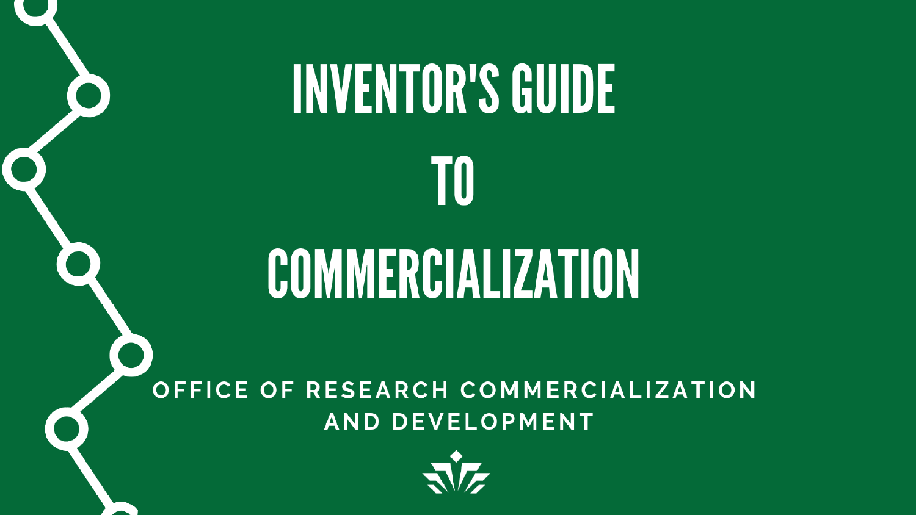# INVENTOR'S GUIDE TO COMMERCIALIZATION

OFFICE OF RESEARCH COMMERCIALIZATION AND DEVELOPMENT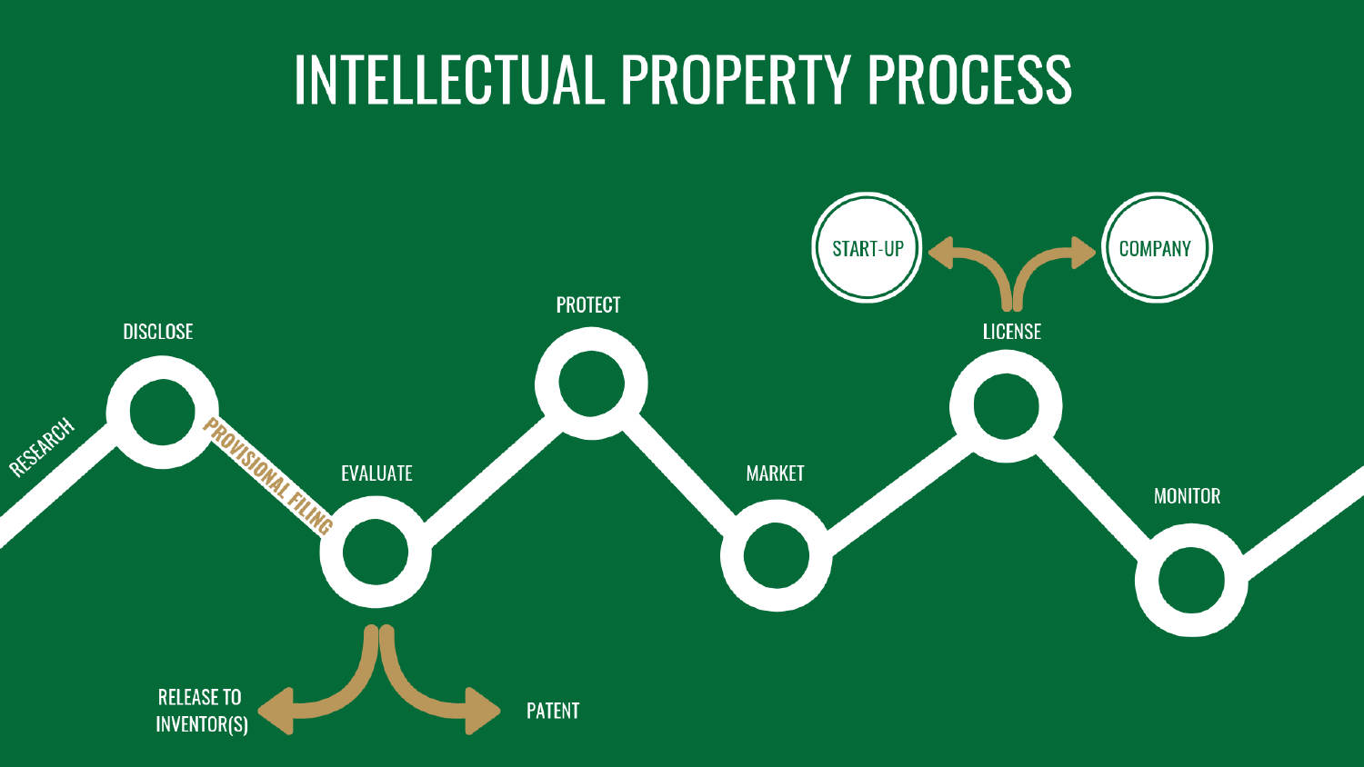# INTELLECTUAL PROPERTY PROCESS

RESEARCH

DISCLOSE

PROVISIONAL FILING

EVALUATE

RELEASE TO INVENTOR(S)

PATENT

PROTECT

MARKET

LICENSE

START-UP

COMPANY

MONITOR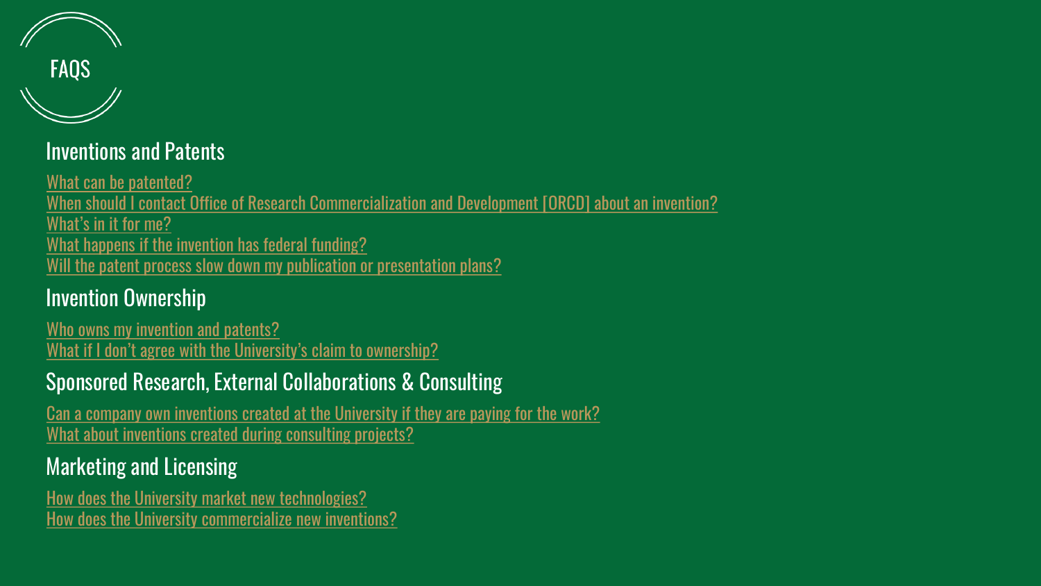# FAQS

## Inventions and Patents

What can be patented?
When should I contact Office of Research Commercialization and Development [ORCD] about an invention?
What's in it for me?
What happens if the invention has federal funding?
Will the patent process slow down my publication or presentation plans?

## Invention Ownership

Who owns my invention and patents?
What if I don't agree with the University's claim to ownership?

## Sponsored Research, External Collaborations & Consulting

Can a company own inventions created at the University if they are paying for the work?
What about inventions created during consulting projects?

## Marketing and Licensing

How does the University market new technologies?
How does the University commercialize new inventions?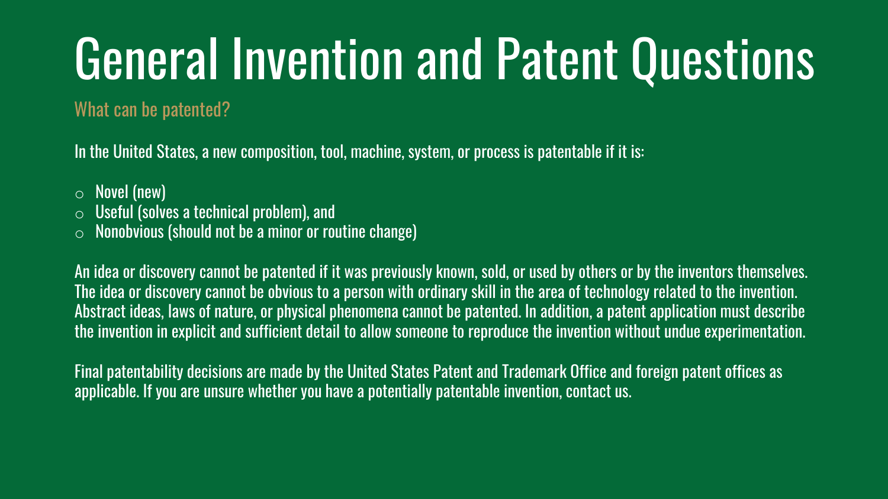# General Invention and Patent Questions

## What can be patented?

In the United States, a new composition, tool, machine, system, or process is patentable if it is:

- Novel (new)
- Useful (solves a technical problem), and
- Nonobvious (should not be a minor or routine change)

An idea or discovery cannot be patented if it was previously known, sold, or used by others or by the inventors themselves. The idea or discovery cannot be obvious to a person with ordinary skill in the area of technology related to the invention. Abstract ideas, laws of nature, or physical phenomena cannot be patented. In addition, a patent application must describe the invention in explicit and sufficient detail to allow someone to reproduce the invention without undue experimentation.

Final patentability decisions are made by the United States Patent and Trademark Office and foreign patent offices as applicable. If you are unsure whether you have a potentially patentable invention, contact us.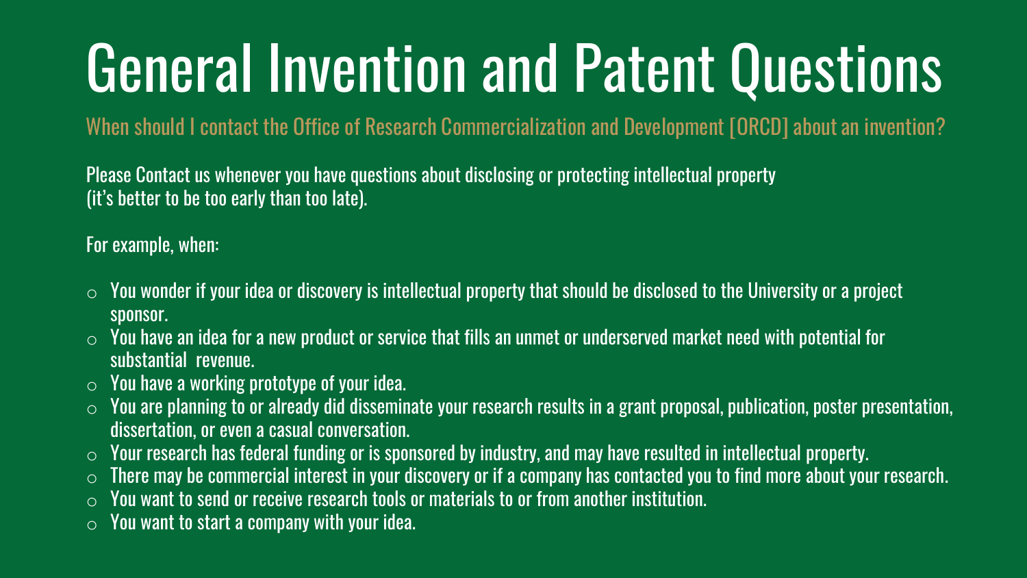# General Invention and Patent Questions

## When should I contact the Office of Research Commercialization and Development [ORCD] about an invention?

Please Contact us whenever you have questions about disclosing or protecting intellectual property (it's better to be too early than too late).

For example, when:

- You wonder if your idea or discovery is intellectual property that should be disclosed to the University or a project sponsor.
- You have an idea for a new product or service that fills an unmet or underserved market need with potential for substantial revenue.
- You have a working prototype of your idea.
- You are planning to or already did disseminate your research results in a grant proposal, publication, poster presentation, dissertation, or even a casual conversation.
- Your research has federal funding or is sponsored by industry, and may have resulted in intellectual property.
- There may be commercial interest in your discovery or if a company has contacted you to find more about your research.
- You want to send or receive research tools or materials to or from another institution.
- You want to start a company with your idea.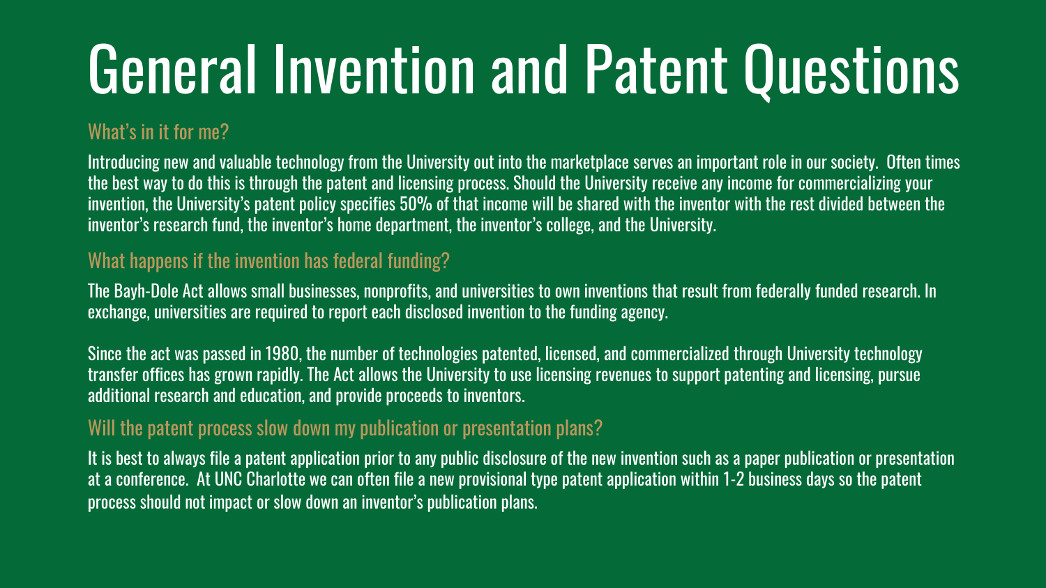# General Invention and Patent Questions

## What's in it for me?

Introducing new and valuable technology from the University out into the marketplace serves an important role in our society. Often times the best way to do this is through the patent and licensing process. Should the University receive any income for commercializing your invention, the University's patent policy specifies 50% of that income will be shared with the inventor with the rest divided between the inventor's research fund, the inventor's home department, the inventor's college, and the University.

## What happens if the invention has federal funding?

The Bayh-Dole Act allows small businesses, nonprofits, and universities to own inventions that result from federally funded research. In exchange, universities are required to report each disclosed invention to the funding agency.

Since the act was passed in 1980, the number of technologies patented, licensed, and commercialized through University technology transfer offices has grown rapidly. The Act allows the University to use licensing revenues to support patenting and licensing, pursue additional research and education, and provide proceeds to inventors.

## Will the patent process slow down my publication or presentation plans?

It is best to always file a patent application prior to any public disclosure of the new invention such as a paper publication or presentation at a conference. At UNC Charlotte we can often file a new provisional type patent application within 1-2 business days so the patent process should not impact or slow down an inventor's publication plans.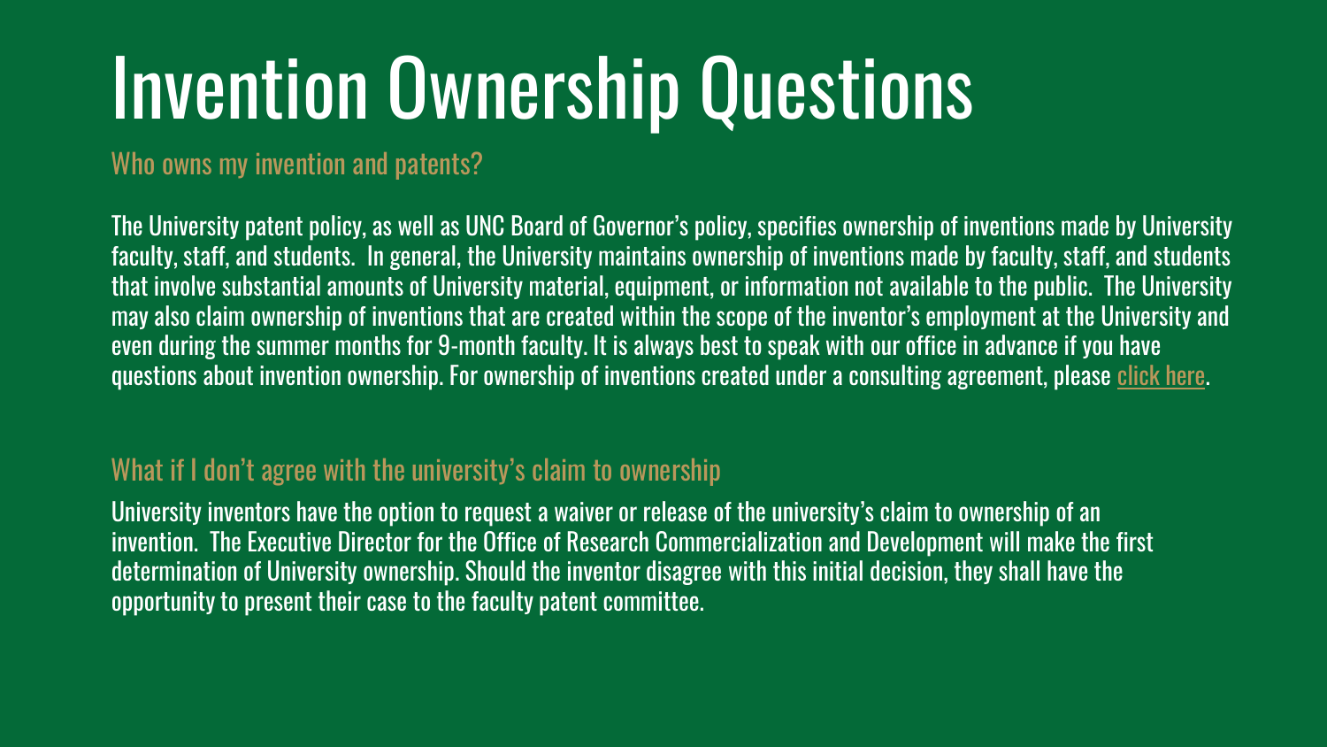# Invention Ownership Questions

## Who owns my invention and patents?

The University patent policy, as well as UNC Board of Governor's policy, specifies ownership of inventions made by University faculty, staff, and students. In general, the University maintains ownership of inventions made by faculty, staff, and students that involve substantial amounts of University material, equipment, or information not available to the public. The University may also claim ownership of inventions that are created within the scope of the inventor's employment at the University and even during the summer months for 9-month faculty. It is always best to speak with our office in advance if you have questions about invention ownership. For ownership of inventions created under a consulting agreement, please click here.

## What if I don't agree with the university's claim to ownership

University inventors have the option to request a waiver or release of the university's claim to ownership of an invention. The Executive Director for the Office of Research Commercialization and Development will make the first determination of University ownership. Should the inventor disagree with this initial decision, they shall have the opportunity to present their case to the faculty patent committee.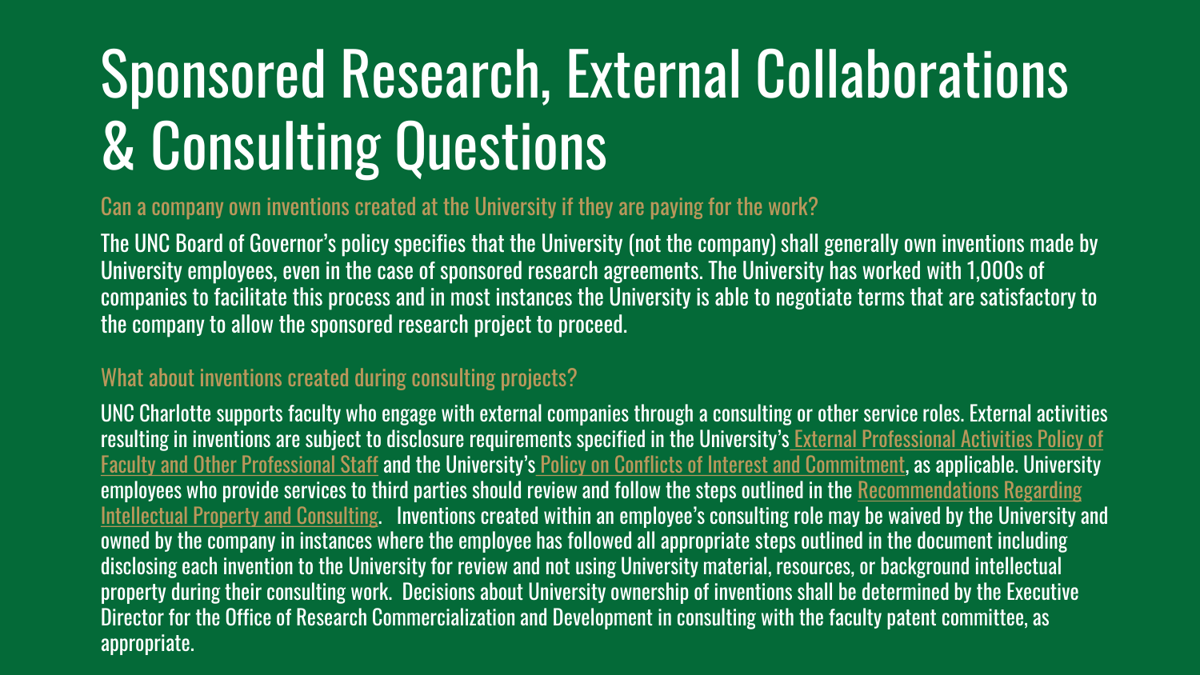# Sponsored Research, External Collaborations & Consulting Questions

### Can a company own inventions created at the University if they are paying for the work?

The UNC Board of Governor's policy specifies that the University (not the company) shall generally own inventions made by University employees, even in the case of sponsored research agreements. The University has worked with 1,000s of companies to facilitate this process and in most instances the University is able to negotiate terms that are satisfactory to the company to allow the sponsored research project to proceed.

### What about inventions created during consulting projects?

UNC Charlotte supports faculty who engage with external companies through a consulting or other service roles. External activities resulting in inventions are subject to disclosure requirements specified in the University's External Professional Activities Policy of Faculty and Other Professional Staff and the University's Policy on Conflicts of Interest and Commitment, as applicable. University employees who provide services to third parties should review and follow the steps outlined in the Recommendations Regarding Intellectual Property and Consulting. Inventions created within an employee's consulting role may be waived by the University and owned by the company in instances where the employee has followed all appropriate steps outlined in the document including disclosing each invention to the University for review and not using University material, resources, or background intellectual property during their consulting work. Decisions about University ownership of inventions shall be determined by the Executive Director for the Office of Research Commercialization and Development in consulting with the faculty patent committee, as appropriate.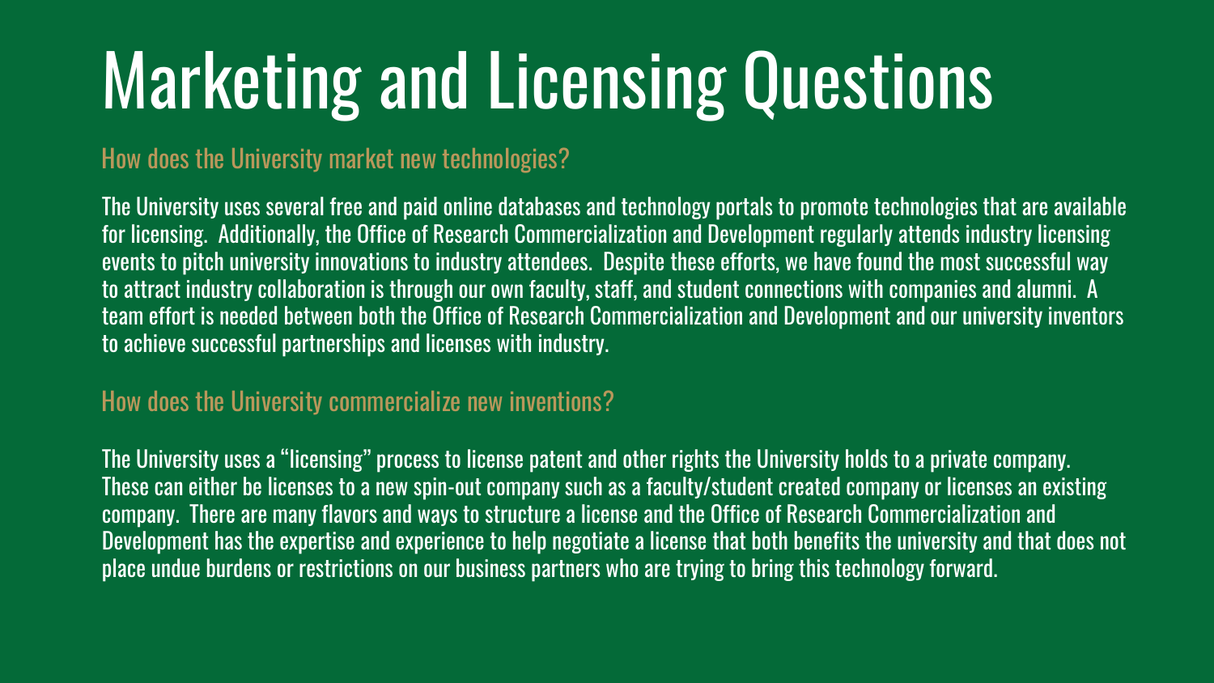# Marketing and Licensing Questions

## How does the University market new technologies?

The University uses several free and paid online databases and technology portals to promote technologies that are available for licensing. Additionally, the Office of Research Commercialization and Development regularly attends industry licensing events to pitch university innovations to industry attendees. Despite these efforts, we have found the most successful way to attract industry collaboration is through our own faculty, staff, and student connections with companies and alumni. A team effort is needed between both the Office of Research Commercialization and Development and our university inventors to achieve successful partnerships and licenses with industry.

## How does the University commercialize new inventions?

The University uses a "licensing" process to license patent and other rights the University holds to a private company. These can either be licenses to a new spin-out company such as a faculty/student created company or licenses an existing company. There are many flavors and ways to structure a license and the Office of Research Commercialization and Development has the expertise and experience to help negotiate a license that both benefits the university and that does not place undue burdens or restrictions on our business partners who are trying to bring this technology forward.